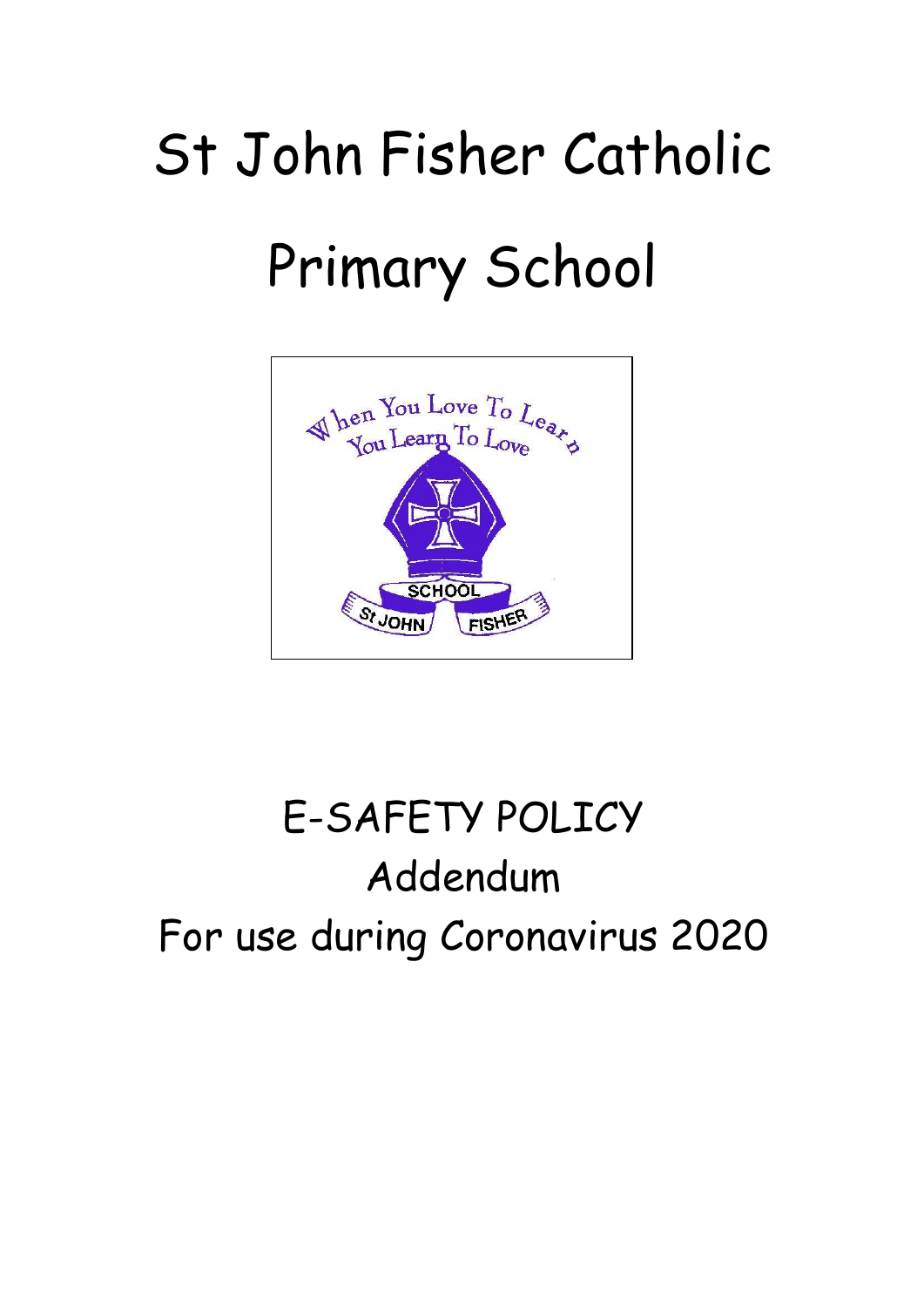# St John Fisher Catholic Primary School

# E-SAFETY POLICY

## Addendum

## For use during Coronavirus 2020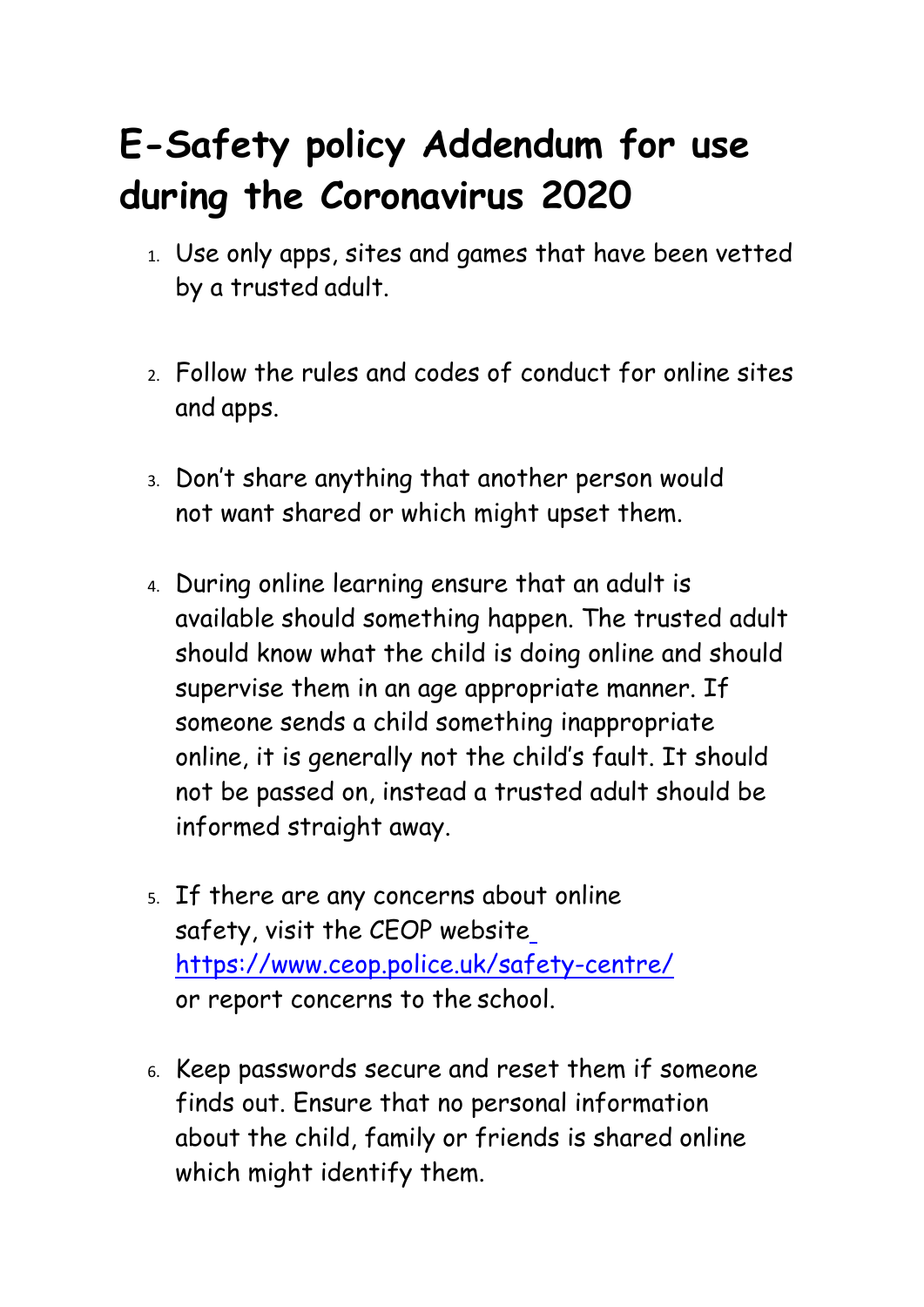# E-Safety policy Addendum for use during the Coronavirus 2020

1. Use only apps, sites and games that have been vetted by a trusted adult.

2. Follow the rules and codes of conduct for online sites and apps.

3. Don't share anything that another person would not want shared or which might upset them.

4. During online learning ensure that an adult is available should something happen. The trusted adult should know what the child is doing online and should supervise them in an age appropriate manner. If someone sends a child something inappropriate online, it is generally not the child's fault. It should not be passed on, instead a trusted adult should be informed straight away.

5. If there are any concerns about online safety, visit the CEOP website [https://www.ceop.police.uk/safety-centre/](https://www.ceop.police.uk/safety-centre/) or report concerns to the school.

6. Keep passwords secure and reset them if someone finds out. Ensure that no personal information about the child, family or friends is shared online which might identify them.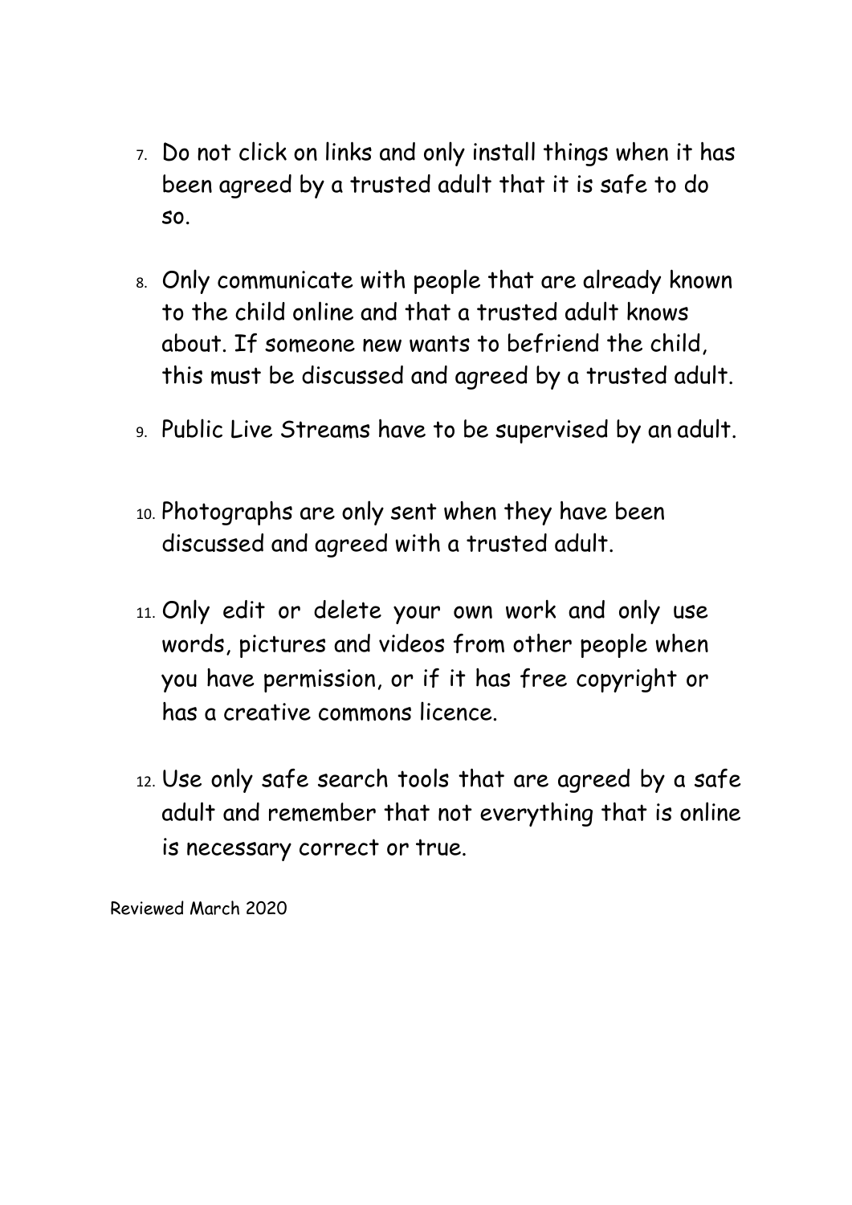7. Do not click on links and only install things when it has been agreed by a trusted adult that it is safe to do so.

8. Only communicate with people that are already known to the child online and that a trusted adult knows about. If someone new wants to befriend the child, this must be discussed and agreed by a trusted adult.

9. Public Live Streams have to be supervised by an adult.

10. Photographs are only sent when they have been discussed and agreed with a trusted adult.

11. Only edit or delete your own work and only use words, pictures and videos from other people when you have permission, or if it has free copyright or has a creative commons licence.

12. Use only safe search tools that are agreed by a safe adult and remember that not everything that is online is necessary correct or true.

Reviewed March 2020